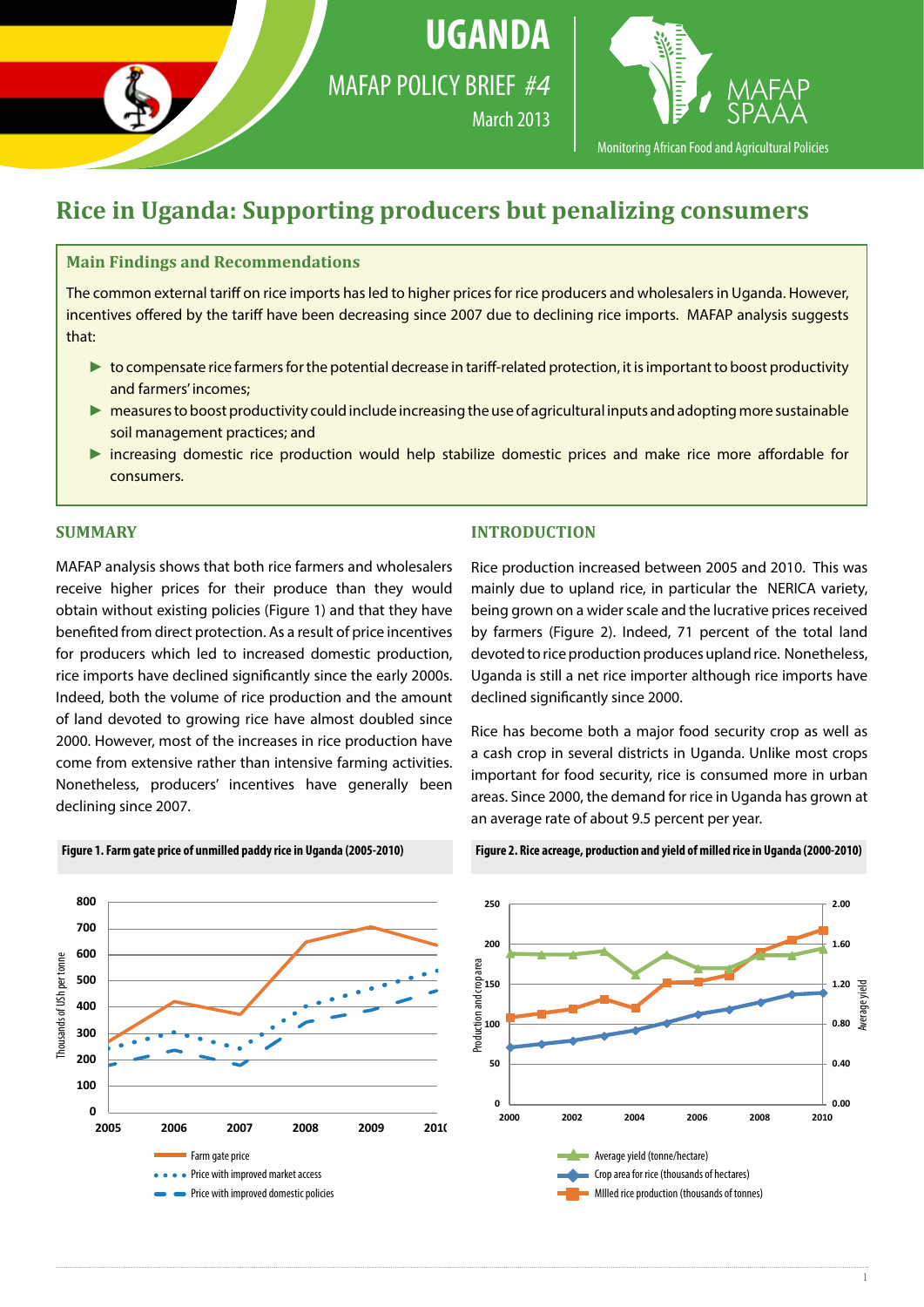# UGANDA

MAFAP POLICY BRIEF #4

March 2013

MAFAP SPAAA — Monitoring African Food and Agricultural Policies

# Rice in Uganda: Supporting producers but penalizing consumers

## Main Findings and Recommendations

The common external tariff on rice imports has led to higher prices for rice producers and wholesalers in Uganda. However, incentives offered by the tariff have been decreasing since 2007 due to declining rice imports. MAFAP analysis suggests that:

- to compensate rice farmers for the potential decrease in tariff-related protection, it is important to boost productivity and farmers' incomes;
- measures to boost productivity could include increasing the use of agricultural inputs and adopting more sustainable soil management practices; and
- increasing domestic rice production would help stabilize domestic prices and make rice more affordable for consumers.

## SUMMARY

MAFAP analysis shows that both rice farmers and wholesalers receive higher prices for their produce than they would obtain without existing policies (Figure 1) and that they have benefited from direct protection. As a result of price incentives for producers which led to increased domestic production, rice imports have declined significantly since the early 2000s. Indeed, both the volume of rice production and the amount of land devoted to growing rice have almost doubled since 2000. However, most of the increases in rice production have come from extensive rather than intensive farming activities. Nonetheless, producers' incentives have generally been declining since 2007.

**Figure 1. Farm gate price of unmilled paddy rice in Uganda (2005-2010)**

## INTRODUCTION

Rice production increased between 2005 and 2010. This was mainly due to upland rice, in particular the NERICA variety, being grown on a wider scale and the lucrative prices received by farmers (Figure 2). Indeed, 71 percent of the total land devoted to rice production produces upland rice. Nonetheless, Uganda is still a net rice importer although rice imports have declined significantly since 2000.

Rice has become both a major food security crop as well as a cash crop in several districts in Uganda. Unlike most crops important for food security, rice is consumed more in urban areas. Since 2000, the demand for rice in Uganda has grown at an average rate of about 9.5 percent per year.

**Figure 2. Rice acreage, production and yield of milled rice in Uganda (2000-2010)**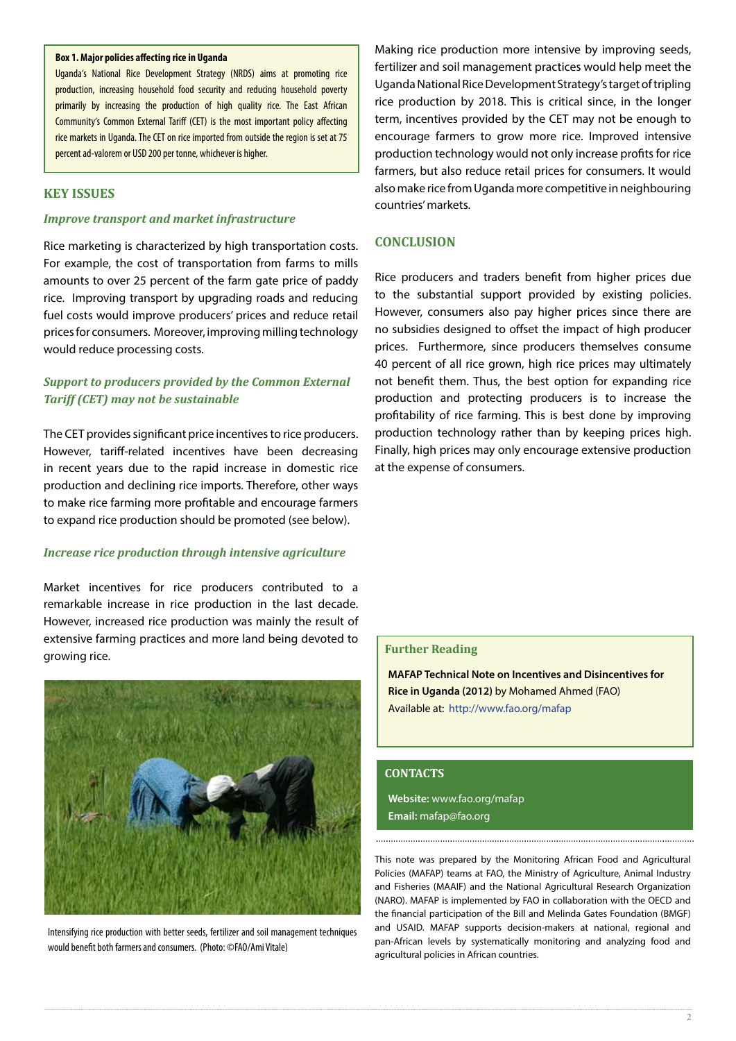**Box 1. Major policies affecting rice in Uganda**

Uganda's National Rice Development Strategy (NRDS) aims at promoting rice production, increasing household food security and reducing household poverty primarily by increasing the production of high quality rice. The East African Community's Common External Tariff (CET) is the most important policy affecting rice markets in Uganda. The CET on rice imported from outside the region is set at 75 percent ad-valorem or USD 200 per tonne, whichever is higher.

## KEY ISSUES

### *Improve transport and market infrastructure*

Rice marketing is characterized by high transportation costs. For example, the cost of transportation from farms to mills amounts to over 25 percent of the farm gate price of paddy rice. Improving transport by upgrading roads and reducing fuel costs would improve producers' prices and reduce retail prices for consumers. Moreover, improving milling technology would reduce processing costs.

### *Support to producers provided by the Common External Tariff (CET) may not be sustainable*

The CET provides significant price incentives to rice producers. However, tariff-related incentives have been decreasing in recent years due to the rapid increase in domestic rice production and declining rice imports. Therefore, other ways to make rice farming more profitable and encourage farmers to expand rice production should be promoted (see below).

### *Increase rice production through intensive agriculture*

Market incentives for rice producers contributed to a remarkable increase in rice production in the last decade. However, increased rice production was mainly the result of extensive farming practices and more land being devoted to growing rice.

Intensifying rice production with better seeds, fertilizer and soil management techniques would benefit both farmers and consumers. (Photo: ©FAO/Ami Vitale)

Making rice production more intensive by improving seeds, fertilizer and soil management practices would help meet the Uganda National Rice Development Strategy's target of tripling rice production by 2018. This is critical since, in the longer term, incentives provided by the CET may not be enough to encourage farmers to grow more rice. Improved intensive production technology would not only increase profits for rice farmers, but also reduce retail prices for consumers. It would also make rice from Uganda more competitive in neighbouring countries' markets.

## CONCLUSION

Rice producers and traders benefit from higher prices due to the substantial support provided by existing policies. However, consumers also pay higher prices since there are no subsidies designed to offset the impact of high producer prices. Furthermore, since producers themselves consume 40 percent of all rice grown, high rice prices may ultimately not benefit them. Thus, the best option for expanding rice production and protecting producers is to increase the profitability of rice farming. This is best done by improving production technology rather than by keeping prices high. Finally, high prices may only encourage extensive production at the expense of consumers.

### Further Reading

**MAFAP Technical Note on Incentives and Disincentives for Rice in Uganda (2012)** by Mohamed Ahmed (FAO)
Available at: http://www.fao.org/mafap

### CONTACTS

**Website:** www.fao.org/mafap
**Email:** mafap@fao.org

This note was prepared by the Monitoring African Food and Agricultural Policies (MAFAP) teams at FAO, the Ministry of Agriculture, Animal Industry and Fisheries (MAAIF) and the National Agricultural Research Organization (NARO). MAFAP is implemented by FAO in collaboration with the OECD and the financial participation of the Bill and Melinda Gates Foundation (BMGF) and USAID. MAFAP supports decision-makers at national, regional and pan-African levels by systematically monitoring and analyzing food and agricultural policies in African countries.